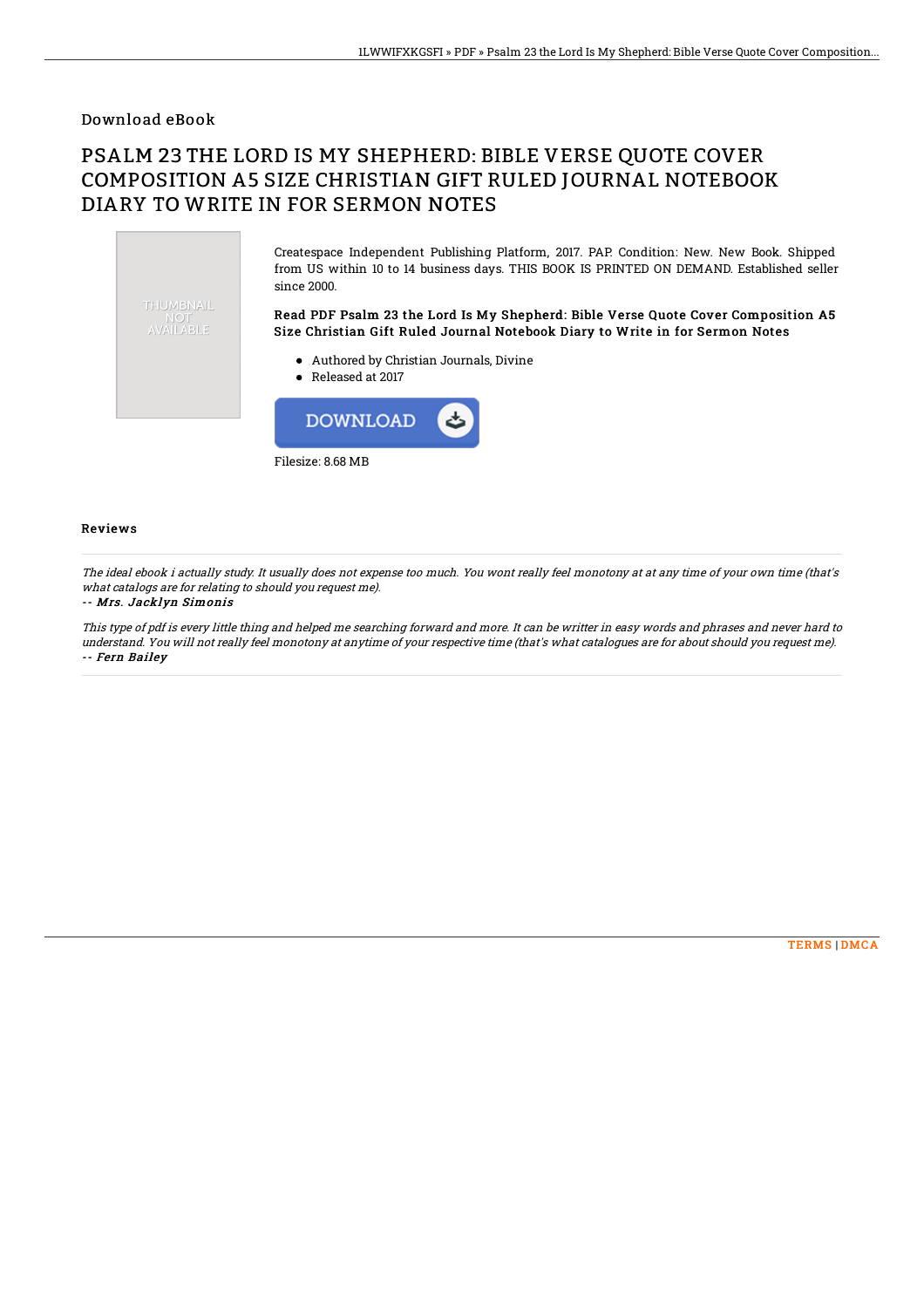Download eBook

# PSALM 23 THE LORD IS MY SHEPHERD: BIBLE VERSE QUOTE COVER COMPOSITION A5 SIZE CHRISTIAN GIFT RULED JOURNAL NOTEBOOK DIARY TO WRITE IN FOR SERMON NOTES

Createspace Independent Publishing Platform, 2017. PAP. Condition: New. New Book. Shipped from US within 10 to 14 business days. THIS BOOK IS PRINTED ON DEMAND. Established seller since 2000.

**Read PDF Psalm 23 the Lord Is My Shepherd: Bible Verse Quote Cover Composition A5 Size Christian Gift Ruled Journal Notebook Diary to Write in for Sermon Notes**

- Authored by Christian Journals, Divine
- Released at 2017

DOWNLOAD

Filesize: 8.68 MB

## Reviews

*The ideal ebook i actually study. It usually does not expense too much. You wont really feel monotony at at any time of your own time (that's what catalogs are for relating to should you request me).*

*-- Mrs. Jacklyn Simonis*

*This type of pdf is every little thing and helped me searching forward and more. It can be writter in easy words and phrases and never hard to understand. You will not really feel monotony at anytime of your respective time (that's what catalogues are for about should you request me).*

*-- Fern Bailey*

TERMS | DMCA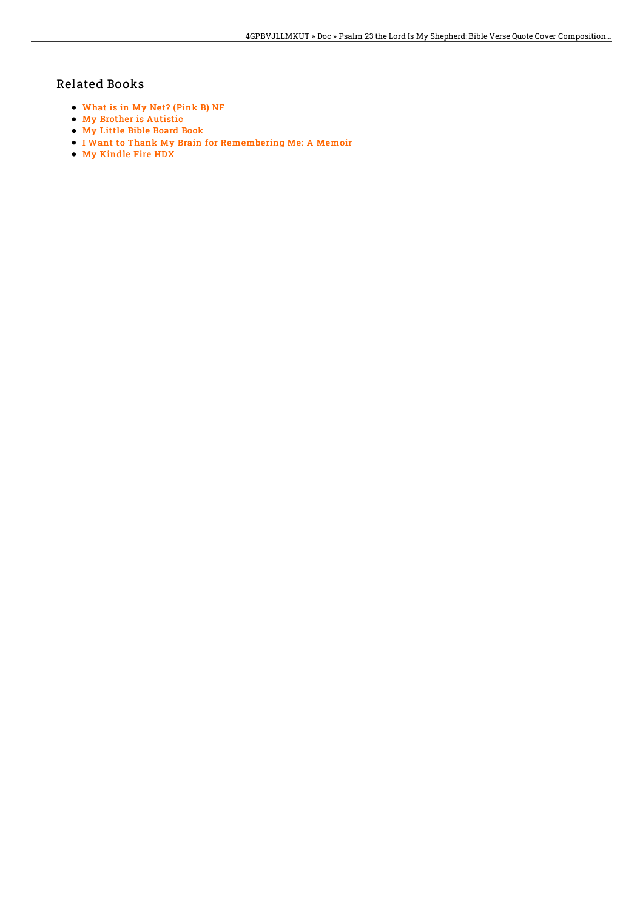## Related Books

- What is in My Net? (Pink B) NF
- My Brother is Autistic
- My Little Bible Board Book
- I Want to Thank My Brain for Remembering Me: A Memoir
- My Kindle Fire HDX